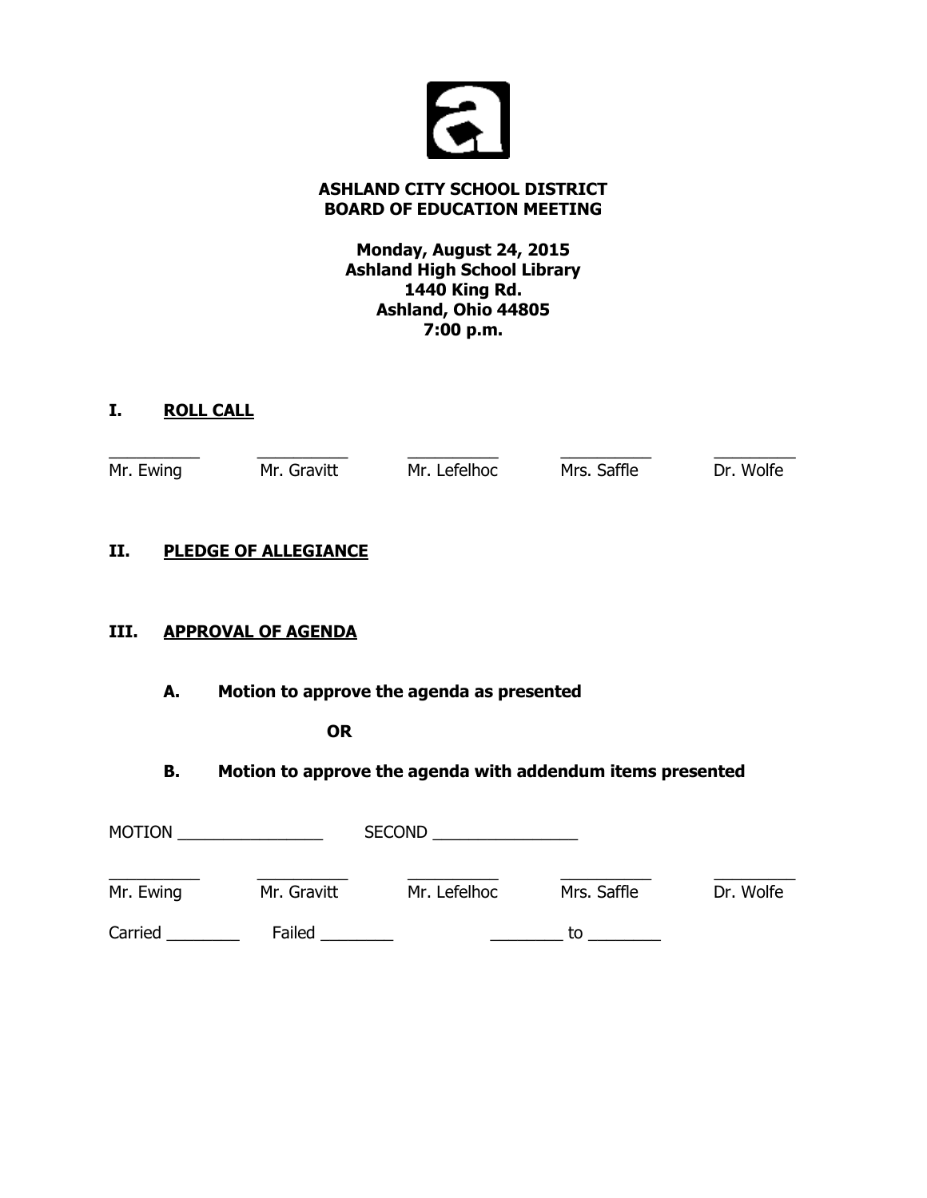**ASHLAND CITY SCHOOL DISTRICT**
**BOARD OF EDUCATION MEETING**

**Monday, August 24, 2015**
**Ashland High School Library**
**1440 King Rd.**
**Ashland, Ohio 44805**
**7:00 p.m.**

## I. ROLL CALL

| __________ | __________ | __________ | __________ | __________ |
|---|---|---|---|---|
| Mr. Ewing | Mr. Gravitt | Mr. Lefelhoc | Mrs. Saffle | Dr. Wolfe |

## II. PLEDGE OF ALLEGIANCE

## III. APPROVAL OF AGENDA

**A. Motion to approve the agenda as presented**

**OR**

**B. Motion to approve the agenda with addendum items presented**

MOTION ________________ SECOND ________________

| __________ | __________ | __________ | __________ | __________ |
|---|---|---|---|---|
| Mr. Ewing | Mr. Gravitt | Mr. Lefelhoc | Mrs. Saffle | Dr. Wolfe |

Carried ________ Failed ________ ________ to ________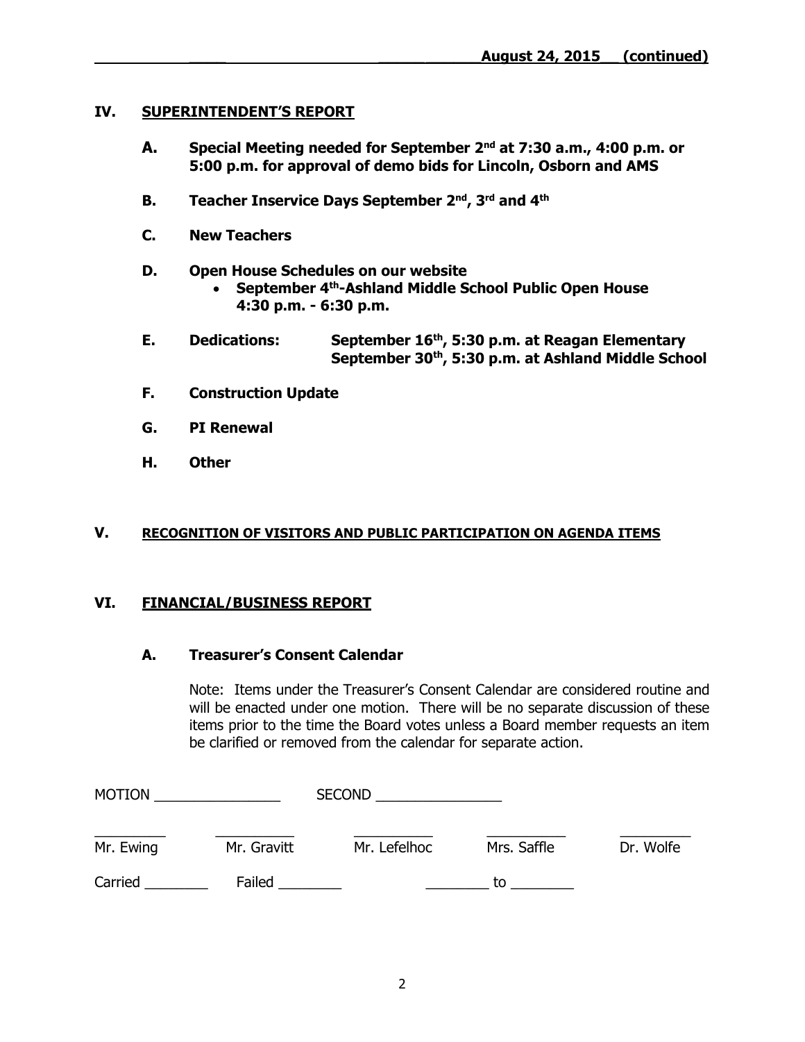## IV. SUPERINTENDENT'S REPORT

**A.** **Special Meeting needed for September 2nd at 7:30 a.m., 4:00 p.m. or 5:00 p.m. for approval of demo bids for Lincoln, Osborn and AMS**

**B.** **Teacher Inservice Days September 2nd, 3rd and 4th**

**C.** **New Teachers**

**D.** **Open House Schedules on our website**

- **September 4th-Ashland Middle School Public Open House 4:30 p.m. - 6:30 p.m.**

**E.** **Dedications:** **September 16th, 5:30 p.m. at Reagan Elementary**
**September 30th, 5:30 p.m. at Ashland Middle School**

**F.** **Construction Update**

**G.** **PI Renewal**

**H.** **Other**

## V. RECOGNITION OF VISITORS AND PUBLIC PARTICIPATION ON AGENDA ITEMS

## VI. FINANCIAL/BUSINESS REPORT

### A. Treasurer's Consent Calendar

Note: Items under the Treasurer's Consent Calendar are considered routine and will be enacted under one motion. There will be no separate discussion of these items prior to the time the Board votes unless a Board member requests an item be clarified or removed from the calendar for separate action.

MOTION ________________ SECOND ________________

| _________ | _________ | _________ | _________ | _________ |
|---|---|---|---|---|
| Mr. Ewing | Mr. Gravitt | Mr. Lefelhoc | Mrs. Saffle | Dr. Wolfe |

Carried ________ Failed ________ ________ to ________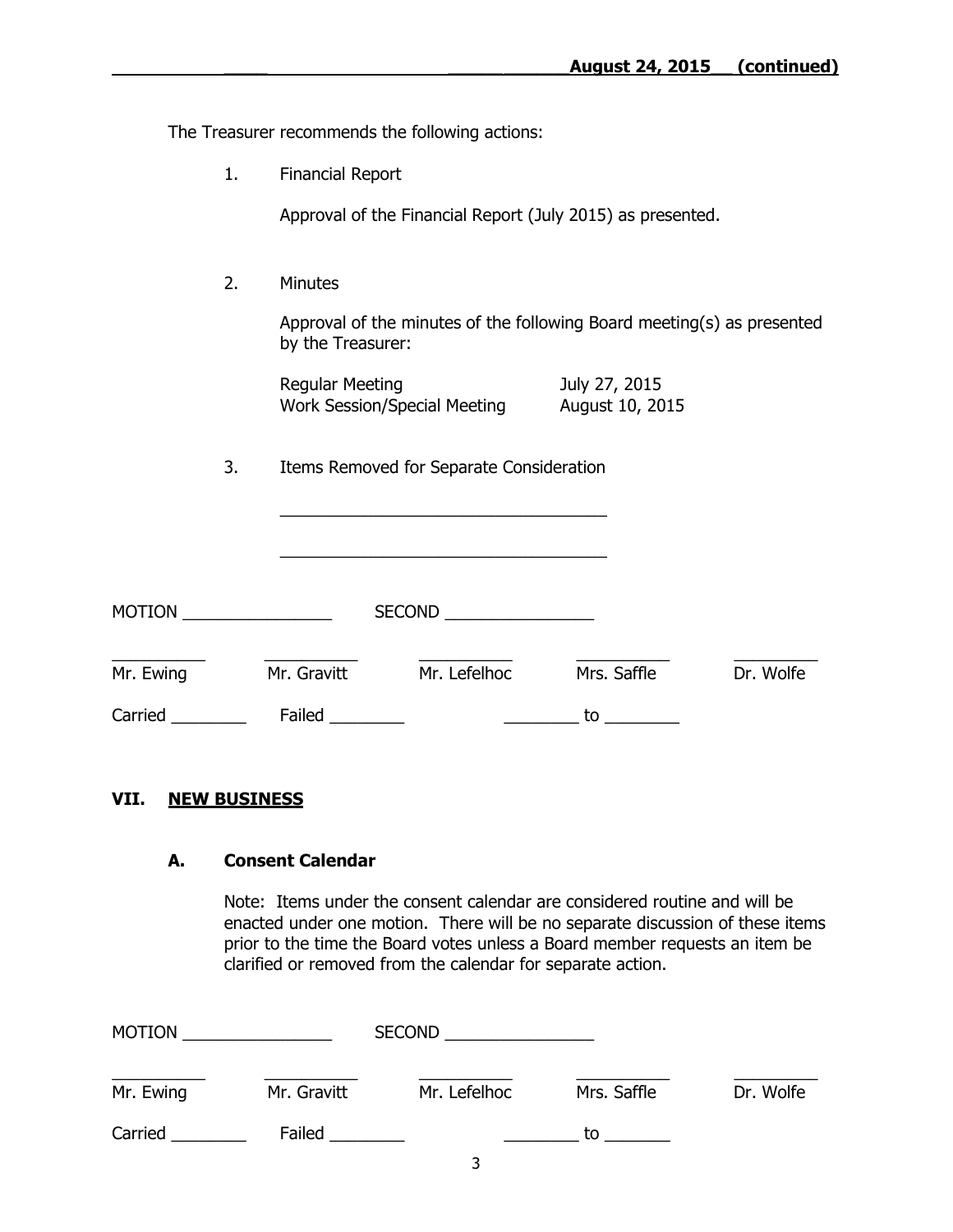The Treasurer recommends the following actions:

1. Financial Report

   Approval of the Financial Report (July 2015) as presented.

2. Minutes

   Approval of the minutes of the following Board meeting(s) as presented by the Treasurer:

   | | |
   |---|---|
   | Regular Meeting | July 27, 2015 |
   | Work Session/Special Meeting | August 10, 2015 |

3. Items Removed for Separate Consideration

   ___________________________________

   ___________________________________

MOTION ________________ SECOND ________________

| ________ | ________ | ________ | ________ | ________ |
|---|---|---|---|---|
| Mr. Ewing | Mr. Gravitt | Mr. Lefelhoc | Mrs. Saffle | Dr. Wolfe |

Carried ________ Failed ________ ________ to ________

## VII. NEW BUSINESS

### A. Consent Calendar

Note: Items under the consent calendar are considered routine and will be enacted under one motion. There will be no separate discussion of these items prior to the time the Board votes unless a Board member requests an item be clarified or removed from the calendar for separate action.

MOTION ________________ SECOND ________________

| ________ | ________ | ________ | ________ | ________ |
|---|---|---|---|---|
| Mr. Ewing | Mr. Gravitt | Mr. Lefelhoc | Mrs. Saffle | Dr. Wolfe |

Carried ________ Failed ________ ________ to _______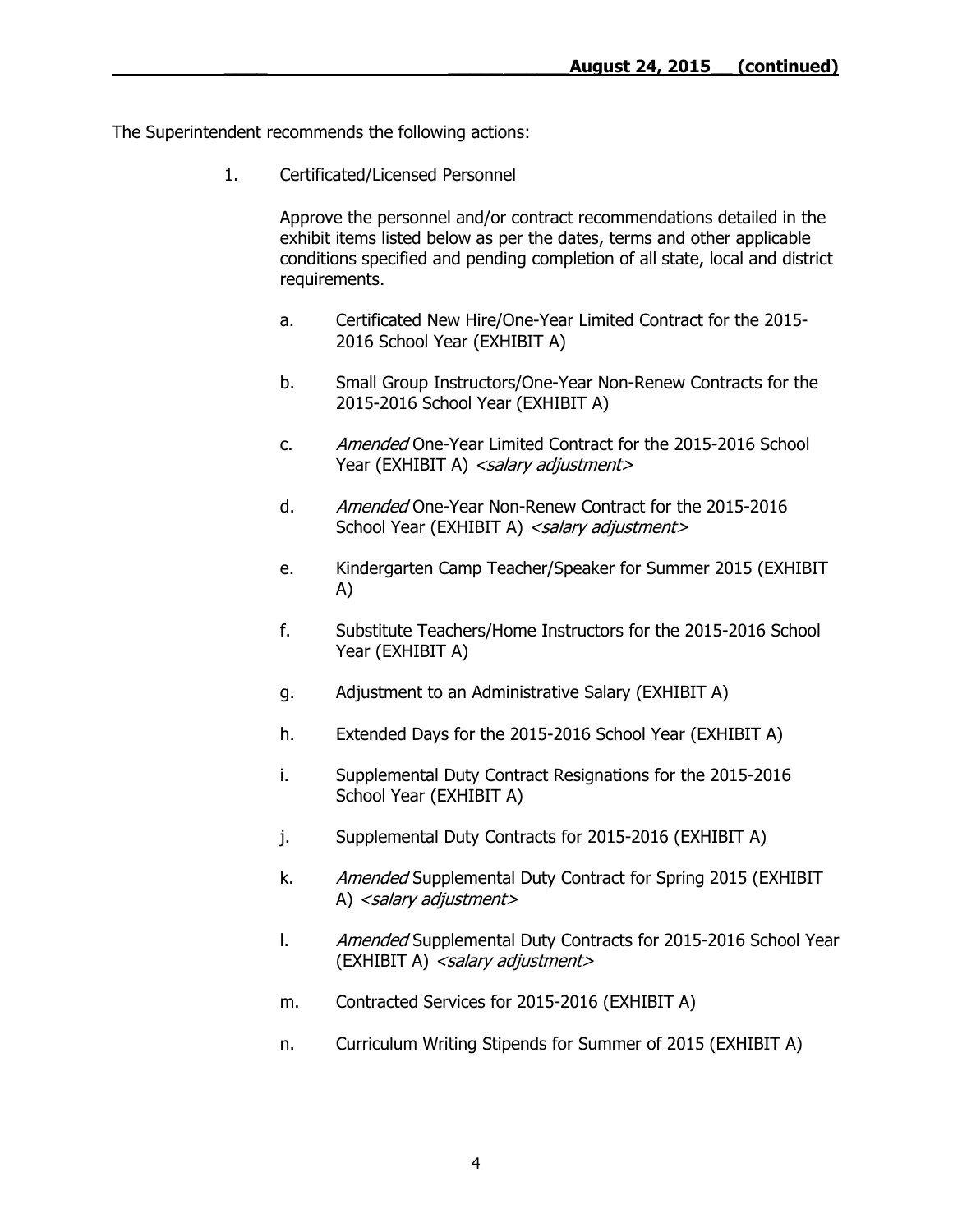The Superintendent recommends the following actions:

1. Certificated/Licensed Personnel

   Approve the personnel and/or contract recommendations detailed in the exhibit items listed below as per the dates, terms and other applicable conditions specified and pending completion of all state, local and district requirements.

   a. Certificated New Hire/One-Year Limited Contract for the 2015-2016 School Year (EXHIBIT A)

   b. Small Group Instructors/One-Year Non-Renew Contracts for the 2015-2016 School Year (EXHIBIT A)

   c. *Amended* One-Year Limited Contract for the 2015-2016 School Year (EXHIBIT A) *<salary adjustment>*

   d. *Amended* One-Year Non-Renew Contract for the 2015-2016 School Year (EXHIBIT A) *<salary adjustment>*

   e. Kindergarten Camp Teacher/Speaker for Summer 2015 (EXHIBIT A)

   f. Substitute Teachers/Home Instructors for the 2015-2016 School Year (EXHIBIT A)

   g. Adjustment to an Administrative Salary (EXHIBIT A)

   h. Extended Days for the 2015-2016 School Year (EXHIBIT A)

   i. Supplemental Duty Contract Resignations for the 2015-2016 School Year (EXHIBIT A)

   j. Supplemental Duty Contracts for 2015-2016 (EXHIBIT A)

   k. *Amended* Supplemental Duty Contract for Spring 2015 (EXHIBIT A) *<salary adjustment>*

   l. *Amended* Supplemental Duty Contracts for 2015-2016 School Year (EXHIBIT A) *<salary adjustment>*

   m. Contracted Services for 2015-2016 (EXHIBIT A)

   n. Curriculum Writing Stipends for Summer of 2015 (EXHIBIT A)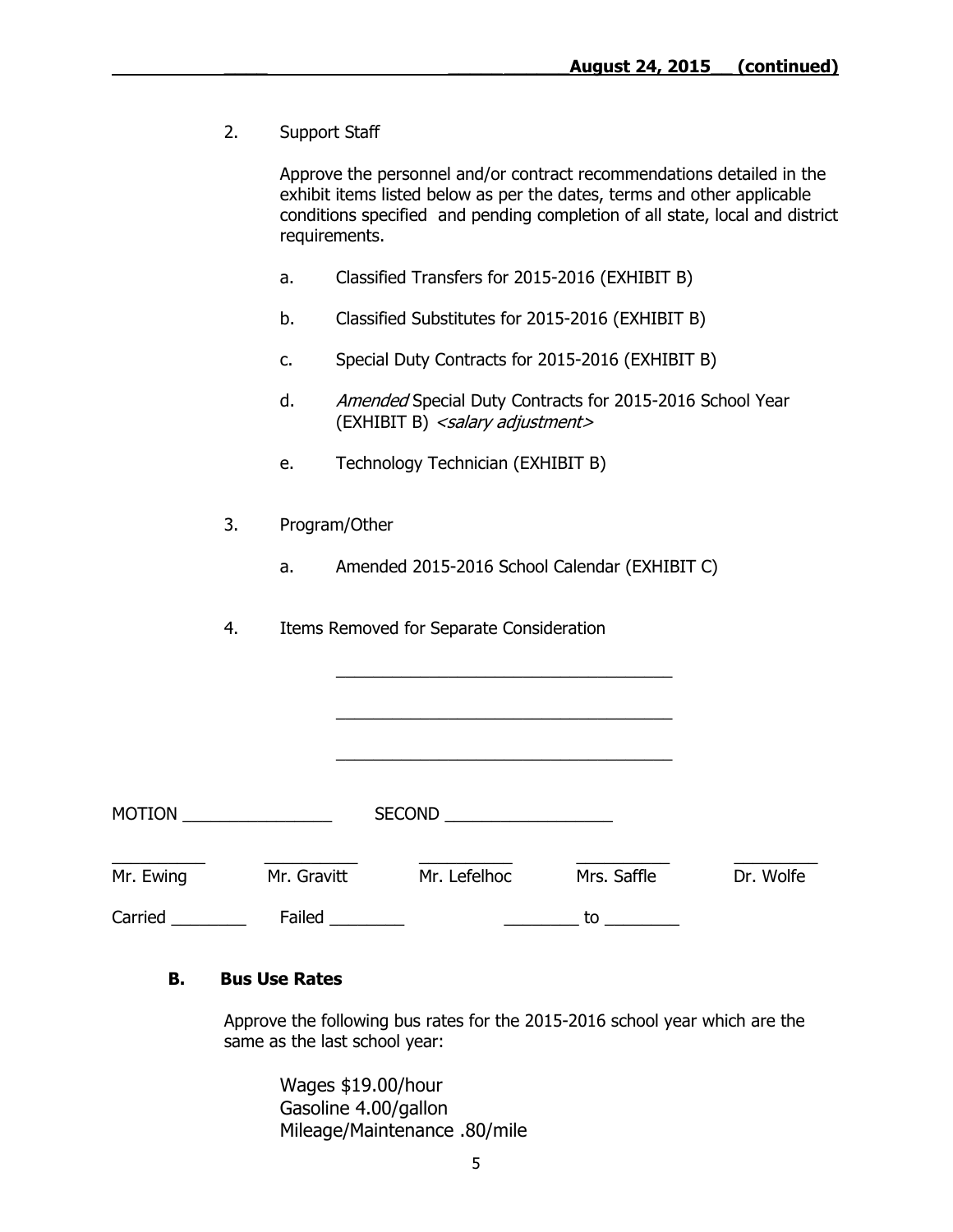2. Support Staff

   Approve the personnel and/or contract recommendations detailed in the exhibit items listed below as per the dates, terms and other applicable conditions specified and pending completion of all state, local and district requirements.

   a. Classified Transfers for 2015-2016 (EXHIBIT B)

   b. Classified Substitutes for 2015-2016 (EXHIBIT B)

   c. Special Duty Contracts for 2015-2016 (EXHIBIT B)

   d. *Amended* Special Duty Contracts for 2015-2016 School Year (EXHIBIT B) *<salary adjustment>*

   e. Technology Technician (EXHIBIT B)

3. Program/Other

   a. Amended 2015-2016 School Calendar (EXHIBIT C)

4. Items Removed for Separate Consideration

   ____________________________________

   ____________________________________

   ____________________________________

MOTION ________________ SECOND __________________

| __________ | __________ | __________ | __________ | _________ |
|---|---|---|---|---|
| Mr. Ewing | Mr. Gravitt | Mr. Lefelhoc | Mrs. Saffle | Dr. Wolfe |

Carried ________ Failed ________ ________ to ________

### B. Bus Use Rates

Approve the following bus rates for the 2015-2016 school year which are the same as the last school year:

Wages $19.00/hour
Gasoline 4.00/gallon
Mileage/Maintenance .80/mile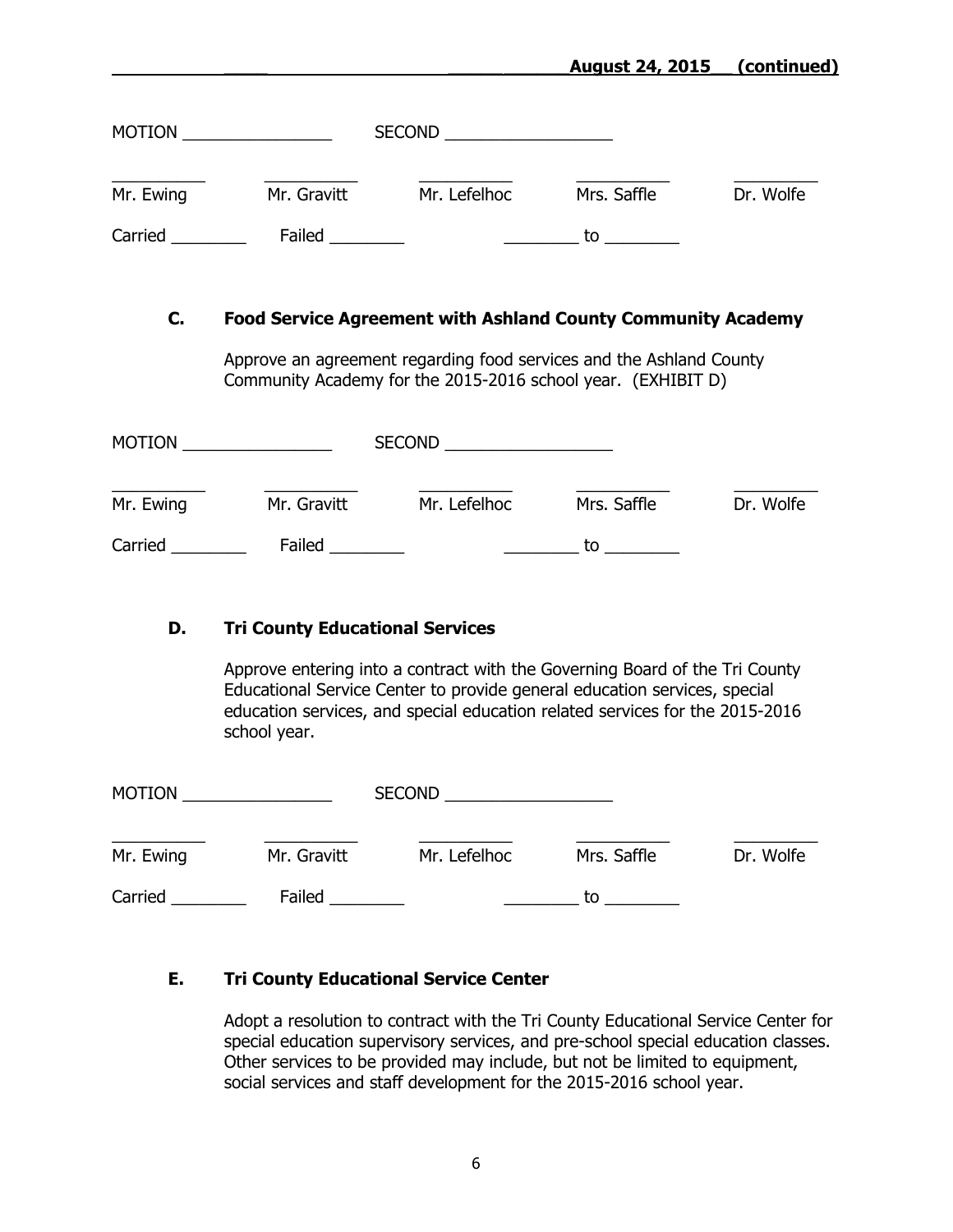MOTION ________________ SECOND __________________

| __________ | __________ | __________ | __________ | __________ |
|---|---|---|---|---|
| Mr. Ewing | Mr. Gravitt | Mr. Lefelhoc | Mrs. Saffle | Dr. Wolfe |

Carried ________ Failed ________ ________ to ________

### C. Food Service Agreement with Ashland County Community Academy

Approve an agreement regarding food services and the Ashland County Community Academy for the 2015-2016 school year. (EXHIBIT D)

MOTION ________________ SECOND __________________

| __________ | __________ | __________ | __________ | __________ |
|---|---|---|---|---|
| Mr. Ewing | Mr. Gravitt | Mr. Lefelhoc | Mrs. Saffle | Dr. Wolfe |

Carried ________ Failed ________ ________ to ________

### D. Tri County Educational Services

Approve entering into a contract with the Governing Board of the Tri County Educational Service Center to provide general education services, special education services, and special education related services for the 2015-2016 school year.

MOTION ________________ SECOND __________________

| __________ | __________ | __________ | __________ | __________ |
|---|---|---|---|---|
| Mr. Ewing | Mr. Gravitt | Mr. Lefelhoc | Mrs. Saffle | Dr. Wolfe |

Carried ________ Failed ________ ________ to ________

### E. Tri County Educational Service Center

Adopt a resolution to contract with the Tri County Educational Service Center for special education supervisory services, and pre-school special education classes. Other services to be provided may include, but not be limited to equipment, social services and staff development for the 2015-2016 school year.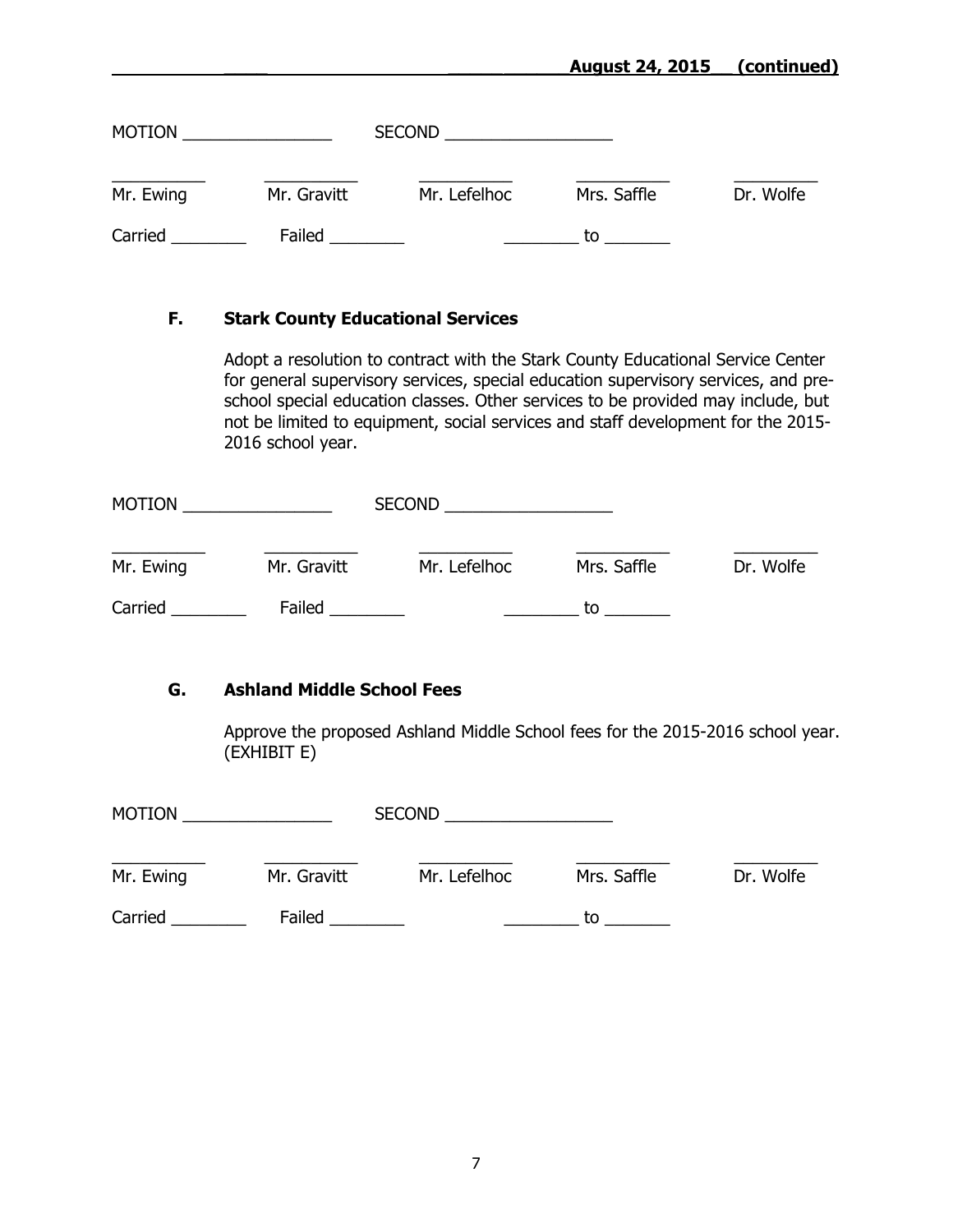MOTION ________________ SECOND __________________

| __________ | __________ | __________ | __________ | _________ |
|---|---|---|---|---|
| Mr. Ewing | Mr. Gravitt | Mr. Lefelhoc | Mrs. Saffle | Dr. Wolfe |

Carried ________ Failed ________ ________ to _______

### F. Stark County Educational Services

Adopt a resolution to contract with the Stark County Educational Service Center for general supervisory services, special education supervisory services, and pre-school special education classes. Other services to be provided may include, but not be limited to equipment, social services and staff development for the 2015-2016 school year.

MOTION ________________ SECOND __________________

| __________ | __________ | __________ | __________ | _________ |
|---|---|---|---|---|
| Mr. Ewing | Mr. Gravitt | Mr. Lefelhoc | Mrs. Saffle | Dr. Wolfe |

Carried ________ Failed ________ ________ to _______

### G. Ashland Middle School Fees

Approve the proposed Ashland Middle School fees for the 2015-2016 school year. (EXHIBIT E)

MOTION ________________ SECOND __________________

| __________ | __________ | __________ | __________ | _________ |
|---|---|---|---|---|
| Mr. Ewing | Mr. Gravitt | Mr. Lefelhoc | Mrs. Saffle | Dr. Wolfe |

Carried ________ Failed ________ ________ to _______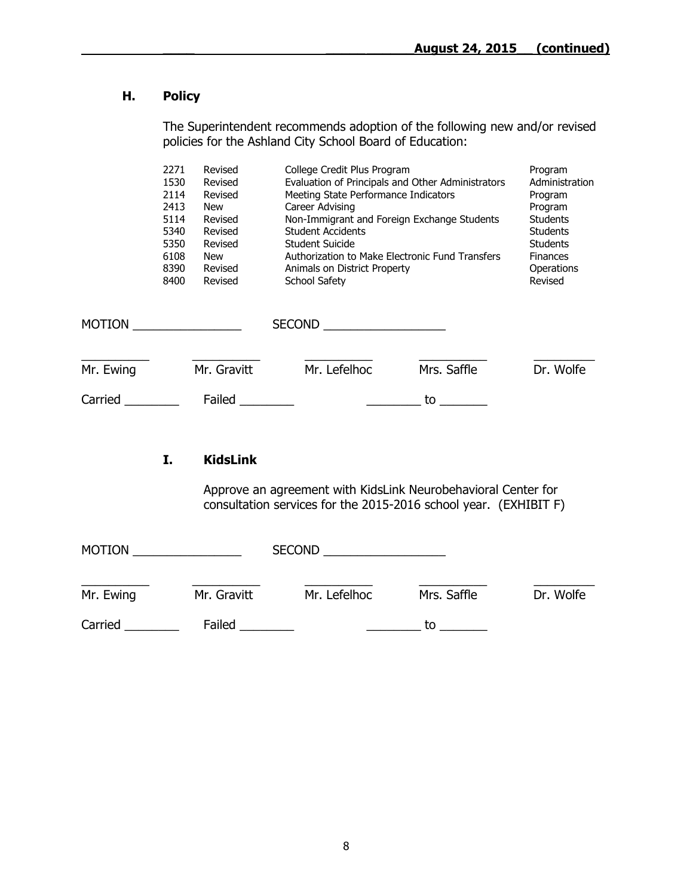**August 24, 2015 (continued)**

## H. Policy

The Superintendent recommends adoption of the following new and/or revised policies for the Ashland City School Board of Education:

| | | | |
|---|---|---|---|
| 2271 | Revised | College Credit Plus Program | Program |
| 1530 | Revised | Evaluation of Principals and Other Administrators | Administration |
| 2114 | Revised | Meeting State Performance Indicators | Program |
| 2413 | New | Career Advising | Program |
| 5114 | Revised | Non-Immigrant and Foreign Exchange Students | Students |
| 5340 | Revised | Student Accidents | Students |
| 5350 | Revised | Student Suicide | Students |
| 6108 | New | Authorization to Make Electronic Fund Transfers | Finances |
| 8390 | Revised | Animals on District Property | Operations |
| 8400 | Revised | School Safety | Revised |

MOTION ________________ SECOND __________________

| ________ | ________ | ________ | ________ | ________ |
|---|---|---|---|---|
| Mr. Ewing | Mr. Gravitt | Mr. Lefelhoc | Mrs. Saffle | Dr. Wolfe |

Carried ________ Failed ________ ________ to _______

## I. KidsLink

Approve an agreement with KidsLink Neurobehavioral Center for consultation services for the 2015-2016 school year. (EXHIBIT F)

MOTION ________________ SECOND __________________

| ________ | ________ | ________ | ________ | ________ |
|---|---|---|---|---|
| Mr. Ewing | Mr. Gravitt | Mr. Lefelhoc | Mrs. Saffle | Dr. Wolfe |

Carried ________ Failed ________ ________ to _______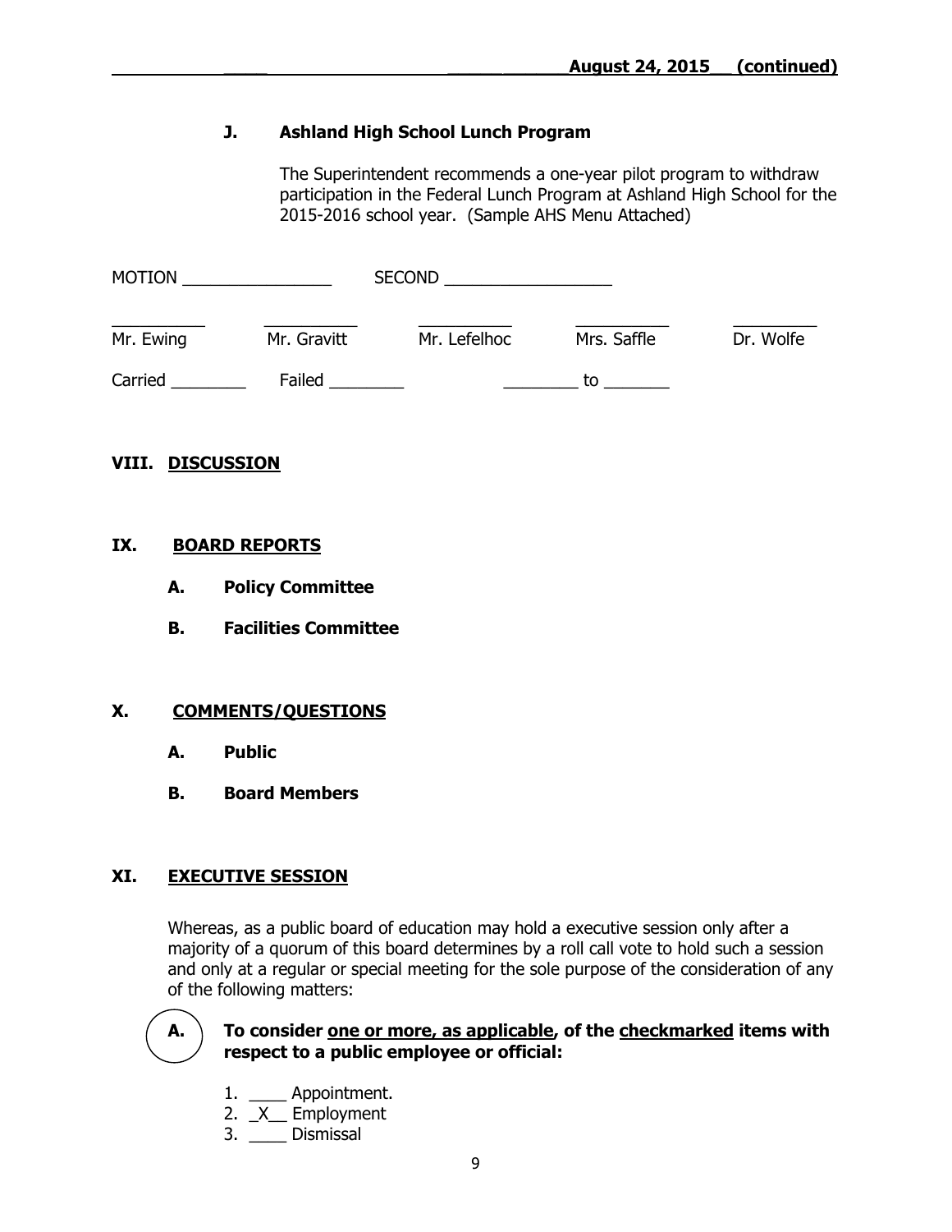### J. Ashland High School Lunch Program

The Superintendent recommends a one-year pilot program to withdraw participation in the Federal Lunch Program at Ashland High School for the 2015-2016 school year. (Sample AHS Menu Attached)

MOTION ________________ SECOND __________________

| __________ | __________ | __________ | __________ | _________ |
|---|---|---|---|---|
| Mr. Ewing | Mr. Gravitt | Mr. Lefelhoc | Mrs. Saffle | Dr. Wolfe |

Carried ________ Failed ________ ________ to _______

## VIII. DISCUSSION

## IX. BOARD REPORTS

**A. Policy Committee**

**B. Facilities Committee**

## X. COMMENTS/QUESTIONS

**A. Public**

**B. Board Members**

## XI. EXECUTIVE SESSION

Whereas, as a public board of education may hold a executive session only after a majority of a quorum of this board determines by a roll call vote to hold such a session and only at a regular or special meeting for the sole purpose of the consideration of any of the following matters:

**A. To consider one or more, as applicable, of the checkmarked items with respect to a public employee or official:**

1. ____ Appointment.
2. _X__ Employment
3. ____ Dismissal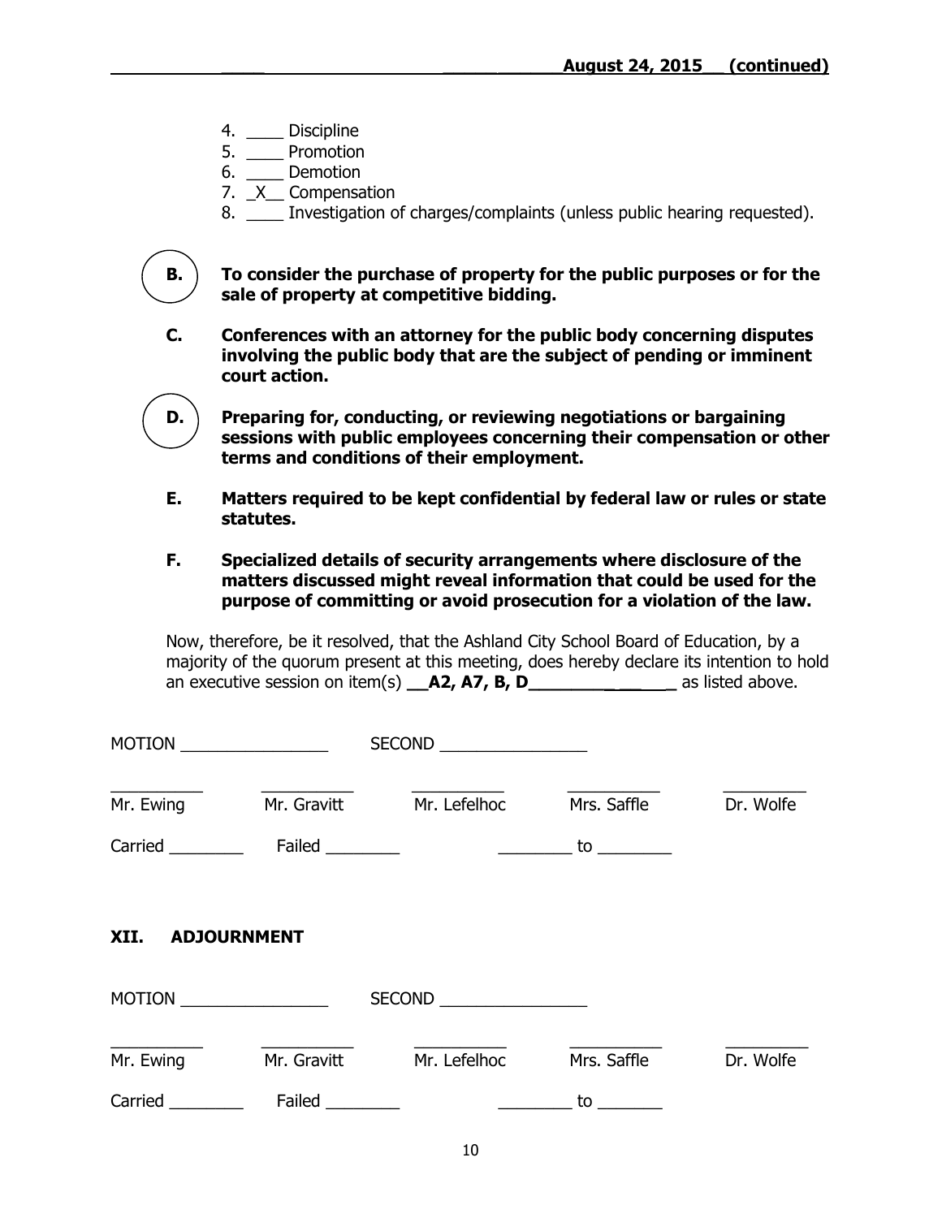4. ____ Discipline
5. ____ Promotion
6. ____ Demotion
7. _X__ Compensation
8. ____ Investigation of charges/complaints (unless public hearing requested).

**B.** **To consider the purchase of property for the public purposes or for the sale of property at competitive bidding.**

**C.** **Conferences with an attorney for the public body concerning disputes involving the public body that are the subject of pending or imminent court action.**

**D.** **Preparing for, conducting, or reviewing negotiations or bargaining sessions with public employees concerning their compensation or other terms and conditions of their employment.**

**E.** **Matters required to be kept confidential by federal law or rules or state statutes.**

**F.** **Specialized details of security arrangements where disclosure of the matters discussed might reveal information that could be used for the purpose of committing or avoid prosecution for a violation of the law.**

Now, therefore, be it resolved, that the Ashland City School Board of Education, by a majority of the quorum present at this meeting, does hereby declare its intention to hold an executive session on item(s) **__A2, A7, B, D______________** as listed above.

MOTION ________________ SECOND ________________

__________ Mr. Ewing __________ Mr. Gravitt __________ Mr. Lefelhoc __________ Mrs. Saffle __________ Dr. Wolfe

Carried ________ Failed ________ ________ to ________

## XII. ADJOURNMENT

MOTION ________________ SECOND ________________

__________ Mr. Ewing __________ Mr. Gravitt __________ Mr. Lefelhoc __________ Mrs. Saffle __________ Dr. Wolfe

Carried ________ Failed ________ ________ to _______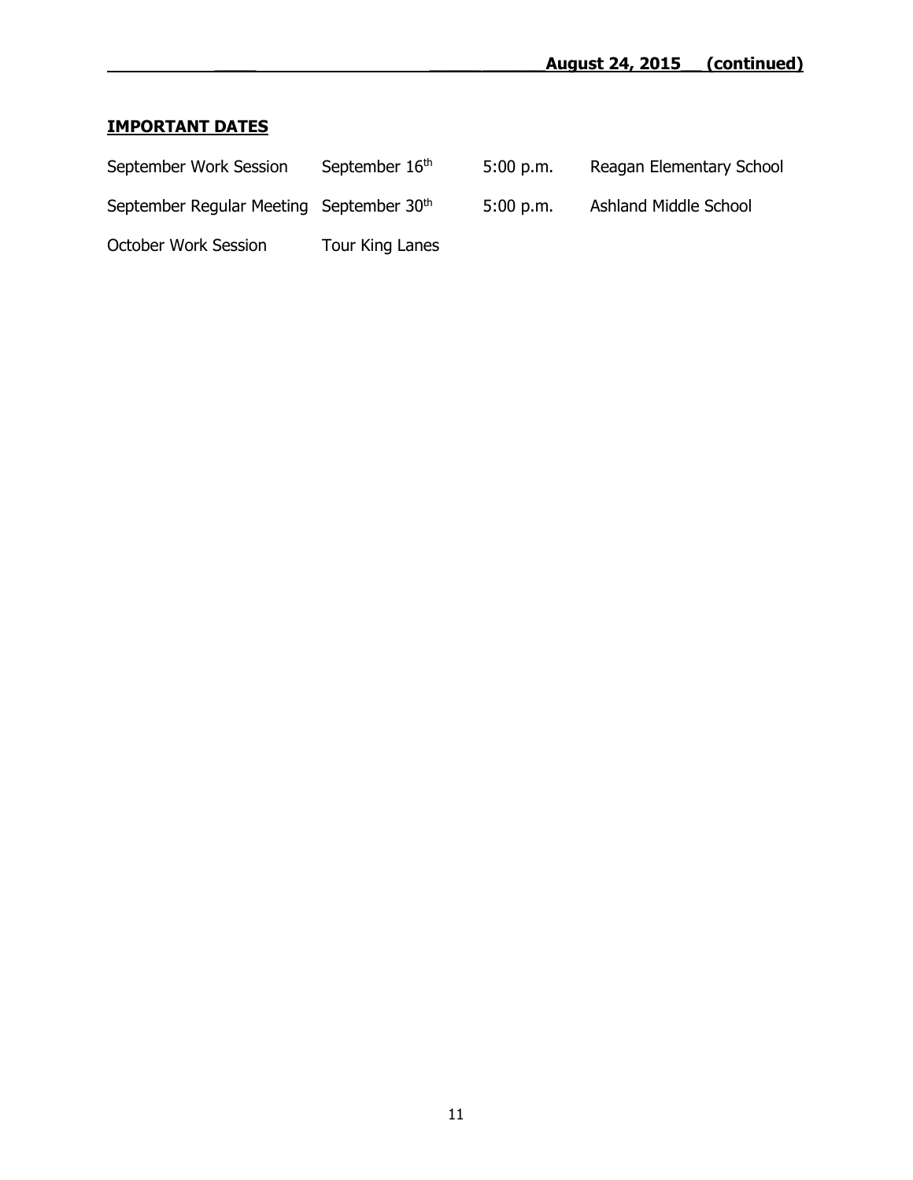## IMPORTANT DATES

| | | | |
|---|---|---|---|
| September Work Session | September 16th | 5:00 p.m. | Reagan Elementary School |
| September Regular Meeting | September 30th | 5:00 p.m. | Ashland Middle School |
| October Work Session | Tour King Lanes | | |